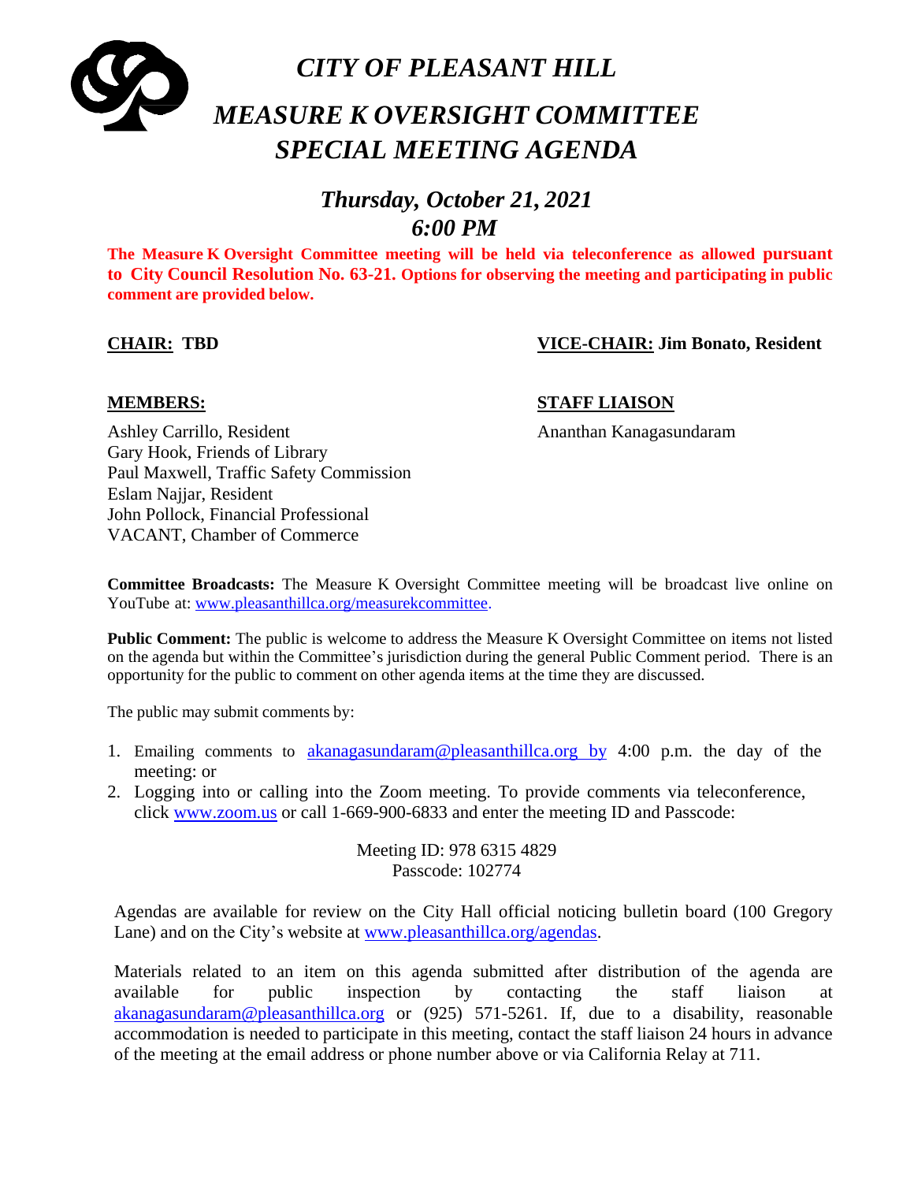# *CITY OF PLEASANT HILL*

# *MEASURE K OVERSIGHT COMMITTEE SPECIAL MEETING AGENDA*

## *Thursday, October 21, 2021*
## *6:00 PM*

**The Measure K Oversight Committee meeting will be held via teleconference as allowed pursuant to City Council Resolution No. 63-21. Options for observing the meeting and participating in public comment are provided below.**

**CHAIR: TBD**

**VICE-CHAIR: Jim Bonato, Resident**

**MEMBERS:**

Ashley Carrillo, Resident
Gary Hook, Friends of Library
Paul Maxwell, Traffic Safety Commission
Eslam Najjar, Resident
John Pollock, Financial Professional
VACANT, Chamber of Commerce

**STAFF LIAISON**

Ananthan Kanagasundaram

**Committee Broadcasts:** The Measure K Oversight Committee meeting will be broadcast live online on YouTube at: www.pleasanthillca.org/measurekcommittee.

**Public Comment:** The public is welcome to address the Measure K Oversight Committee on items not listed on the agenda but within the Committee's jurisdiction during the general Public Comment period. There is an opportunity for the public to comment on other agenda items at the time they are discussed.

The public may submit comments by:

1. Emailing comments to akanagasundaram@pleasanthillca.org by 4:00 p.m. the day of the meeting: or
2. Logging into or calling into the Zoom meeting. To provide comments via teleconference, click www.zoom.us or call 1-669-900-6833 and enter the meeting ID and Passcode:

Meeting ID: 978 6315 4829
Passcode: 102774

Agendas are available for review on the City Hall official noticing bulletin board (100 Gregory Lane) and on the City's website at www.pleasanthillca.org/agendas.

Materials related to an item on this agenda submitted after distribution of the agenda are available for public inspection by contacting the staff liaison at akanagasundaram@pleasanthillca.org or (925) 571-5261. If, due to a disability, reasonable accommodation is needed to participate in this meeting, contact the staff liaison 24 hours in advance of the meeting at the email address or phone number above or via California Relay at 711.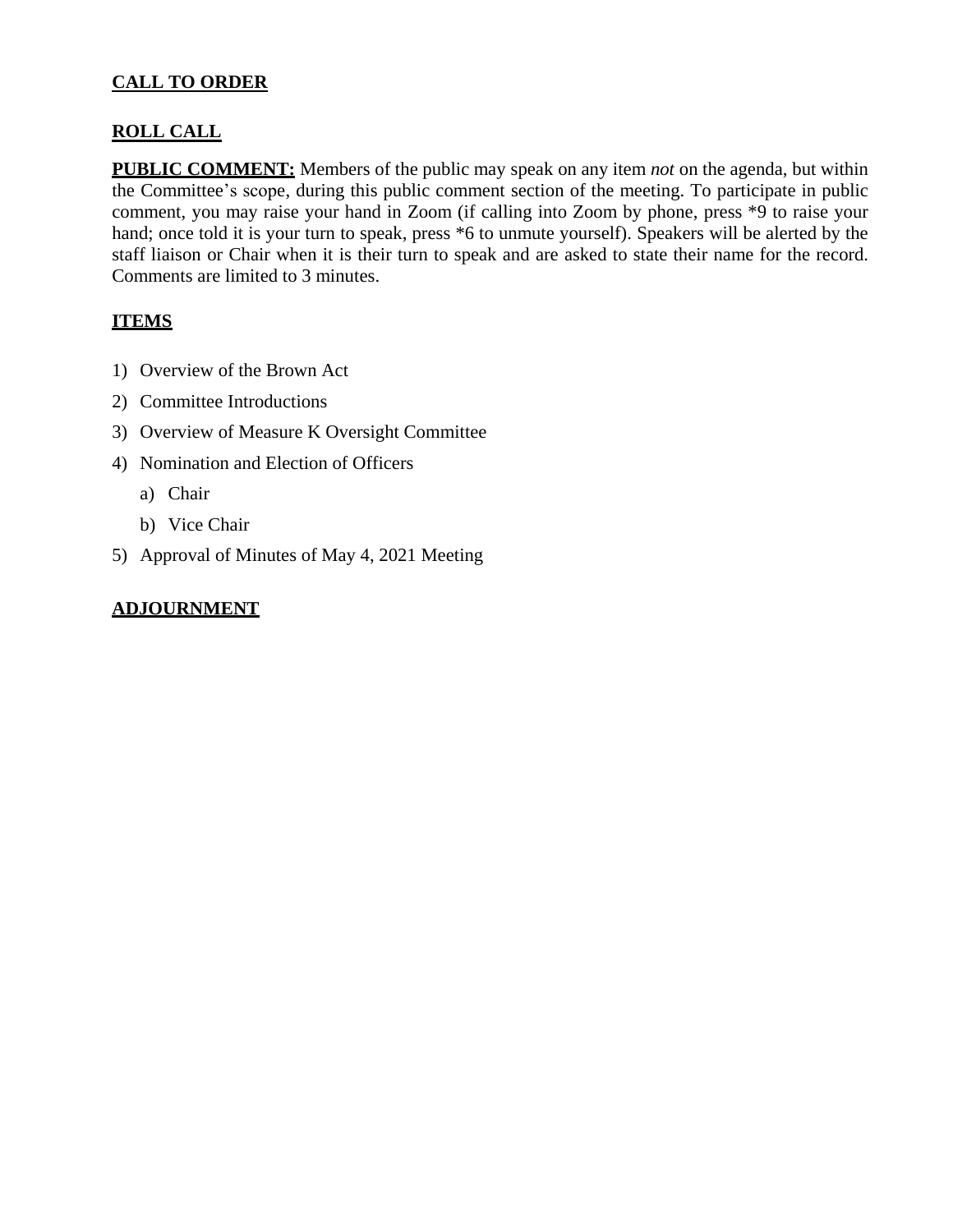**CALL TO ORDER**

**ROLL CALL**

**PUBLIC COMMENT:** Members of the public may speak on any item *not* on the agenda, but within the Committee's scope, during this public comment section of the meeting. To participate in public comment, you may raise your hand in Zoom (if calling into Zoom by phone, press *9 to raise your hand; once told it is your turn to speak, press *6 to unmute yourself). Speakers will be alerted by the staff liaison or Chair when it is their turn to speak and are asked to state their name for the record. Comments are limited to 3 minutes.

**ITEMS**

1) Overview of the Brown Act
2) Committee Introductions
3) Overview of Measure K Oversight Committee
4) Nomination and Election of Officers
    a) Chair
    b) Vice Chair
5) Approval of Minutes of May 4, 2021 Meeting

**ADJOURNMENT**